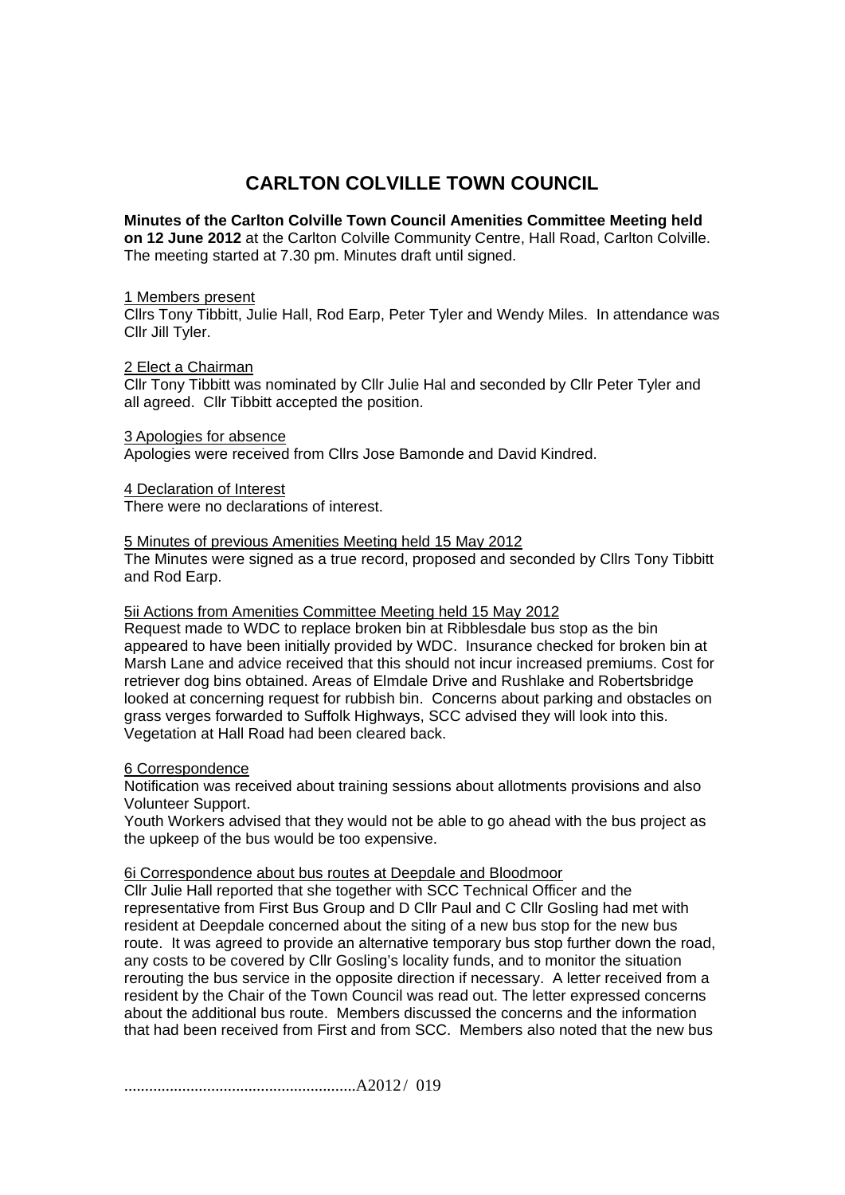# CARLTON COLVILLE TOWN COUNCIL

**Minutes of the Carlton Colville Town Council Amenities Committee Meeting held on 12 June 2012** at the Carlton Colville Community Centre, Hall Road, Carlton Colville. The meeting started at 7.30 pm. Minutes draft until signed.

1 Members present

Cllrs Tony Tibbitt, Julie Hall, Rod Earp, Peter Tyler and Wendy Miles. In attendance was Cllr Jill Tyler.

2 Elect a Chairman

Cllr Tony Tibbitt was nominated by Cllr Julie Hal and seconded by Cllr Peter Tyler and all agreed. Cllr Tibbitt accepted the position.

3 Apologies for absence

Apologies were received from Cllrs Jose Bamonde and David Kindred.

4 Declaration of Interest

There were no declarations of interest.

5 Minutes of previous Amenities Meeting held 15 May 2012

The Minutes were signed as a true record, proposed and seconded by Cllrs Tony Tibbitt and Rod Earp.

5ii Actions from Amenities Committee Meeting held 15 May 2012

Request made to WDC to replace broken bin at Ribblesdale bus stop as the bin appeared to have been initially provided by WDC. Insurance checked for broken bin at Marsh Lane and advice received that this should not incur increased premiums. Cost for retriever dog bins obtained. Areas of Elmdale Drive and Rushlake and Robertsbridge looked at concerning request for rubbish bin. Concerns about parking and obstacles on grass verges forwarded to Suffolk Highways, SCC advised they will look into this. Vegetation at Hall Road had been cleared back.

6 Correspondence

Notification was received about training sessions about allotments provisions and also Volunteer Support.

Youth Workers advised that they would not be able to go ahead with the bus project as the upkeep of the bus would be too expensive.

6i Correspondence about bus routes at Deepdale and Bloodmoor

Cllr Julie Hall reported that she together with SCC Technical Officer and the representative from First Bus Group and D Cllr Paul and C Cllr Gosling had met with resident at Deepdale concerned about the siting of a new bus stop for the new bus route. It was agreed to provide an alternative temporary bus stop further down the road, any costs to be covered by Cllr Gosling's locality funds, and to monitor the situation rerouting the bus service in the opposite direction if necessary. A letter received from a resident by the Chair of the Town Council was read out. The letter expressed concerns about the additional bus route. Members discussed the concerns and the information that had been received from First and from SCC. Members also noted that the new bus

.........................................................A2012 / 019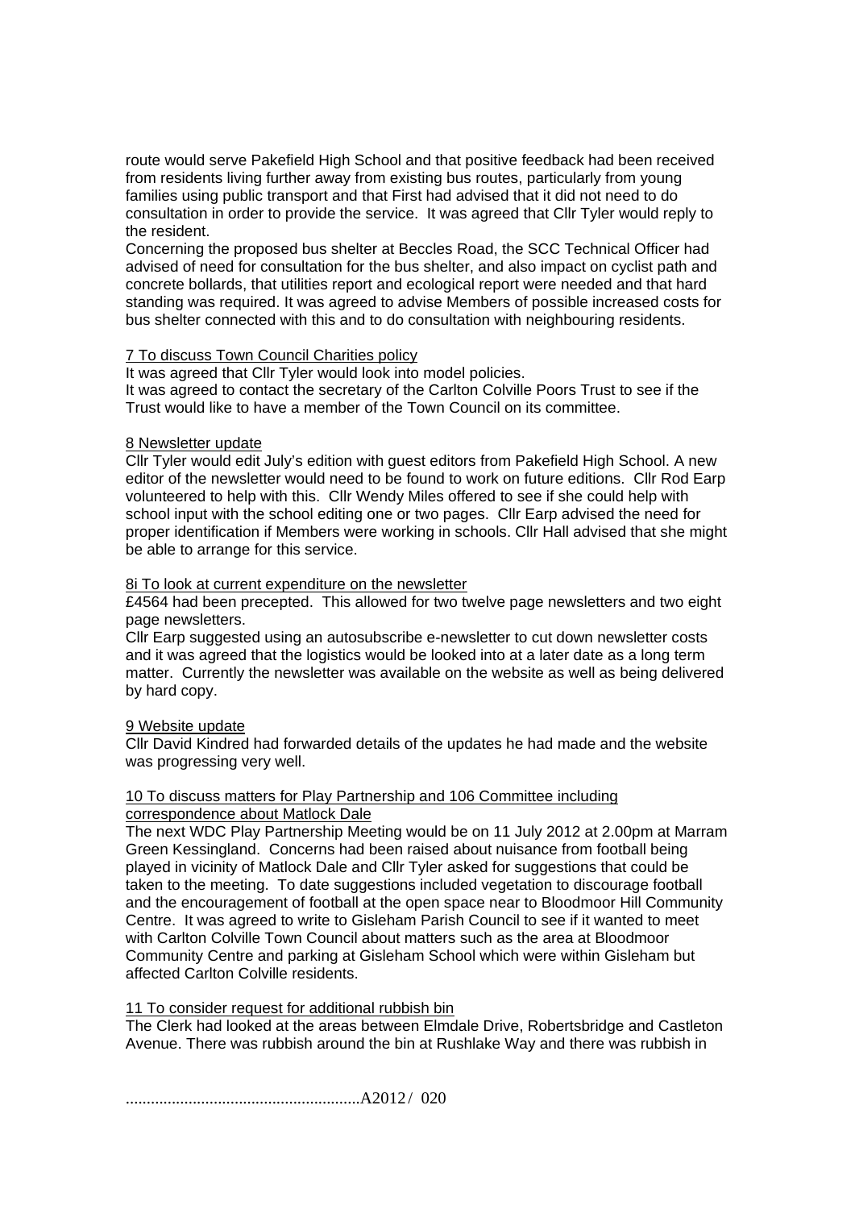route would serve Pakefield High School and that positive feedback had been received from residents living further away from existing bus routes, particularly from young families using public transport and that First had advised that it did not need to do consultation in order to provide the service. It was agreed that Cllr Tyler would reply to the resident.
Concerning the proposed bus shelter at Beccles Road, the SCC Technical Officer had advised of need for consultation for the bus shelter, and also impact on cyclist path and concrete bollards, that utilities report and ecological report were needed and that hard standing was required. It was agreed to advise Members of possible increased costs for bus shelter connected with this and to do consultation with neighbouring residents.

7 To discuss Town Council Charities policy

It was agreed that Cllr Tyler would look into model policies.
It was agreed to contact the secretary of the Carlton Colville Poors Trust to see if the Trust would like to have a member of the Town Council on its committee.

8 Newsletter update

Cllr Tyler would edit July's edition with guest editors from Pakefield High School. A new editor of the newsletter would need to be found to work on future editions. Cllr Rod Earp volunteered to help with this. Cllr Wendy Miles offered to see if she could help with school input with the school editing one or two pages. Cllr Earp advised the need for proper identification if Members were working in schools. Cllr Hall advised that she might be able to arrange for this service.

8i To look at current expenditure on the newsletter

£4564 had been precepted. This allowed for two twelve page newsletters and two eight page newsletters.
Cllr Earp suggested using an autosubscribe e-newsletter to cut down newsletter costs and it was agreed that the logistics would be looked into at a later date as a long term matter. Currently the newsletter was available on the website as well as being delivered by hard copy.

9 Website update

Cllr David Kindred had forwarded details of the updates he had made and the website was progressing very well.

10 To discuss matters for Play Partnership and 106 Committee including correspondence about Matlock Dale

The next WDC Play Partnership Meeting would be on 11 July 2012 at 2.00pm at Marram Green Kessingland. Concerns had been raised about nuisance from football being played in vicinity of Matlock Dale and Cllr Tyler asked for suggestions that could be taken to the meeting. To date suggestions included vegetation to discourage football and the encouragement of football at the open space near to Bloodmoor Hill Community Centre. It was agreed to write to Gisleham Parish Council to see if it wanted to meet with Carlton Colville Town Council about matters such as the area at Bloodmoor Community Centre and parking at Gisleham School which were within Gisleham but affected Carlton Colville residents.

11 To consider request for additional rubbish bin

The Clerk had looked at the areas between Elmdale Drive, Robertsbridge and Castleton Avenue. There was rubbish around the bin at Rushlake Way and there was rubbish in

........................................................A2012 / 020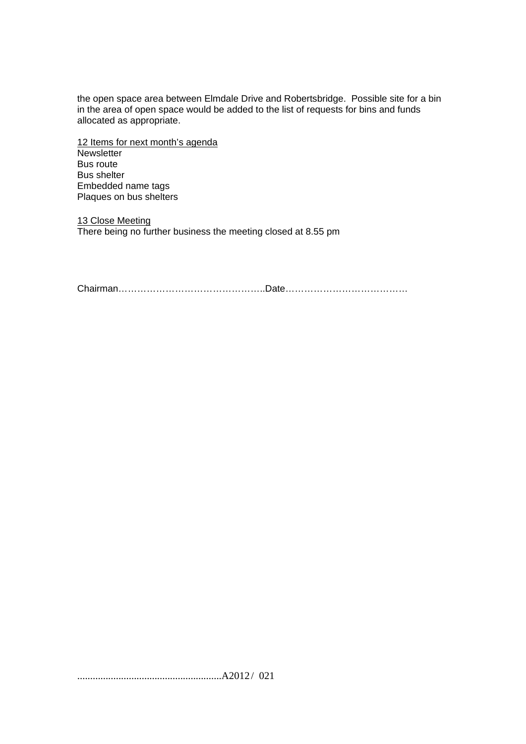the open space area between Elmdale Drive and Robertsbridge. Possible site for a bin in the area of open space would be added to the list of requests for bins and funds allocated as appropriate.

<u>12 Items for next month's agenda</u>

Newsletter
Bus route
Bus shelter
Embedded name tags
Plaques on bus shelters

<u>13 Close Meeting</u>

There being no further business the meeting closed at 8.55 pm

Chairman………………………………………..Date…………………………………

........................................................A2012 / 021